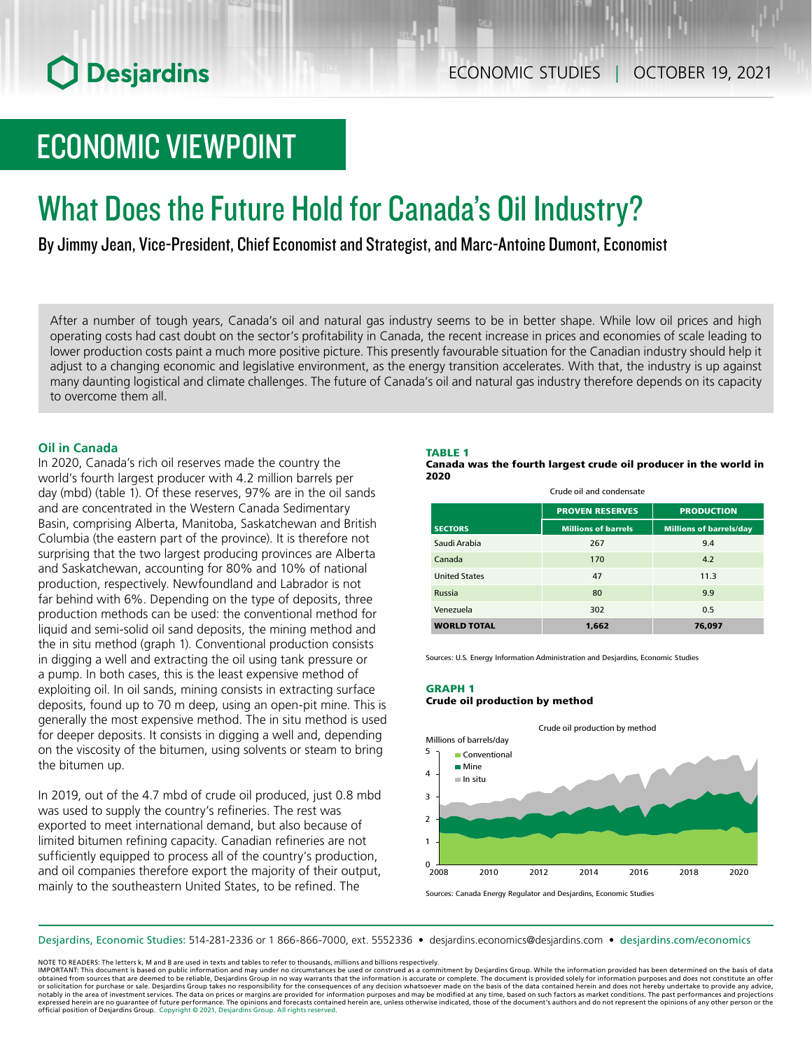# ECONOMIC VIEWPOINT

# What Does the Future Hold for Canada's Oil Industry?

By Jimmy Jean, Vice-President, Chief Economist and Strategist, and Marc-Antoine Dumont, Economist

After a number of tough years, Canada's oil and natural gas industry seems to be in better shape. While low oil prices and high operating costs had cast doubt on the sector's profitability in Canada, the recent increase in prices and economies of scale leading to lower production costs paint a much more positive picture. This presently favourable situation for the Canadian industry should help it adjust to a changing economic and legislative environment, as the energy transition accelerates. With that, the industry is up against many daunting logistical and climate challenges. The future of Canada's oil and natural gas industry therefore depends on its capacity to overcome them all.

## Oil in Canada

In 2020, Canada's rich oil reserves made the country the world's fourth largest producer with 4.2 million barrels per day (mbd) (table 1). Of these reserves, 97% are in the oil sands and are concentrated in the Western Canada Sedimentary Basin, comprising Alberta, Manitoba, Saskatchewan and British Columbia (the eastern part of the province). It is therefore not surprising that the two largest producing provinces are Alberta and Saskatchewan, accounting for 80% and 10% of national production, respectively. Newfoundland and Labrador is not far behind with 6%. Depending on the type of deposits, three production methods can be used: the conventional method for liquid and semi-solid oil sand deposits, the mining method and the in situ method (graph 1). Conventional production consists in digging a well and extracting the oil using tank pressure or a pump. In both cases, this is the least expensive method of exploiting oil. In oil sands, mining consists in extracting surface deposits, found up to 70 m deep, using an open-pit mine. This is generally the most expensive method. The in situ method is used for deeper deposits. It consists in digging a well and, depending on the viscosity of the bitumen, using solvents or steam to bring the bitumen up.

In 2019, out of the 4.7 mbd of crude oil produced, just 0.8 mbd was used to supply the country's refineries. The rest was exported to meet international demand, but also because of limited bitumen refining capacity. Canadian refineries are not sufficiently equipped to process all of the country's production, and oil companies therefore export the majority of their output, mainly to the southeastern United States, to be refined. The

**TABLE 1**
**Canada was the fourth largest crude oil producer in the world in 2020**

Crude oil and condensate

| | PROVEN RESERVES | PRODUCTION |
|---|---|---|
| **SECTORS** | **Millions of barrels** | **Millions of barrels/day** |
| Saudi Arabia | 267 | 9.4 |
| Canada | 170 | 4.2 |
| United States | 47 | 11.3 |
| Russia | 80 | 9.9 |
| Venezuela | 302 | 0.5 |
| **WORLD TOTAL** | **1,662** | **76,097** |

Sources: U.S. Energy Information Administration and Desjardins, Economic Studies

**GRAPH 1**
**Crude oil production by method**

Sources: Canada Energy Regulator and Desjardins, Economic Studies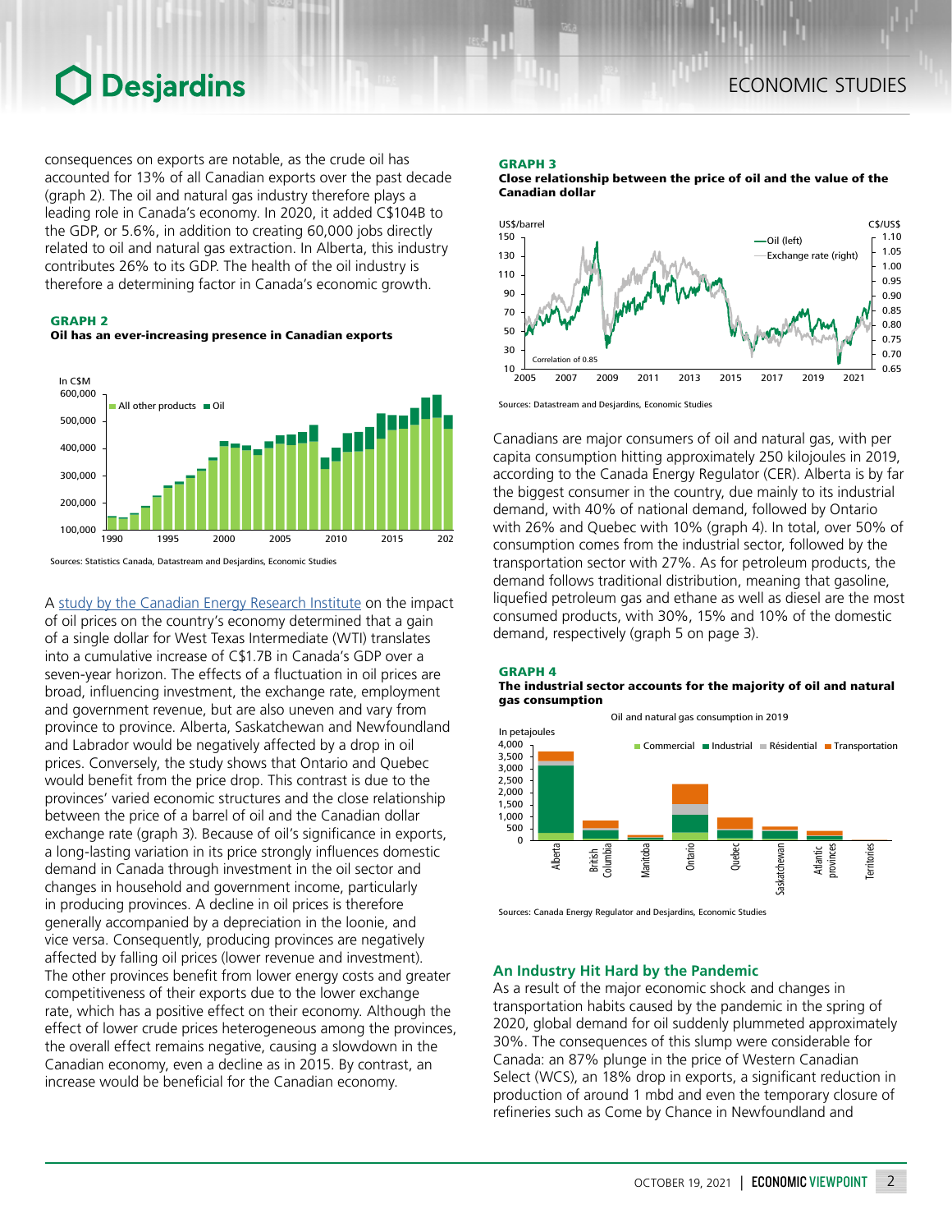consequences on exports are notable, as the crude oil has accounted for 13% of all Canadian exports over the past decade (graph 2). The oil and natural gas industry therefore plays a leading role in Canada's economy. In 2020, it added C$104B to the GDP, or 5.6%, in addition to creating 60,000 jobs directly related to oil and natural gas extraction. In Alberta, this industry contributes 26% to its GDP. The health of the oil industry is therefore a determining factor in Canada's economic growth.

**GRAPH 2**
**Oil has an ever-increasing presence in Canadian exports**

Sources: Statistics Canada, Datastream and Desjardins, Economic Studies

A study by the Canadian Energy Research Institute on the impact of oil prices on the country's economy determined that a gain of a single dollar for West Texas Intermediate (WTI) translates into a cumulative increase of C$1.7B in Canada's GDP over a seven-year horizon. The effects of a fluctuation in oil prices are broad, influencing investment, the exchange rate, employment and government revenue, but are also uneven and vary from province to province. Alberta, Saskatchewan and Newfoundland and Labrador would be negatively affected by a drop in oil prices. Conversely, the study shows that Ontario and Quebec would benefit from the price drop. This contrast is due to the provinces' varied economic structures and the close relationship between the price of a barrel of oil and the Canadian dollar exchange rate (graph 3). Because of oil's significance in exports, a long-lasting variation in its price strongly influences domestic demand in Canada through investment in the oil sector and changes in household and government income, particularly in producing provinces. A decline in oil prices is therefore generally accompanied by a depreciation in the loonie, and vice versa. Consequently, producing provinces are negatively affected by falling oil prices (lower revenue and investment). The other provinces benefit from lower energy costs and greater competitiveness of their exports due to the lower exchange rate, which has a positive effect on their economy. Although the effect of lower crude prices heterogeneous among the provinces, the overall effect remains negative, causing a slowdown in the Canadian economy, even a decline as in 2015. By contrast, an increase would be beneficial for the Canadian economy.

**GRAPH 3**
**Close relationship between the price of oil and the value of the Canadian dollar**

Sources: Datastream and Desjardins, Economic Studies

Canadians are major consumers of oil and natural gas, with per capita consumption hitting approximately 250 kilojoules in 2019, according to the Canada Energy Regulator (CER). Alberta is by far the biggest consumer in the country, due mainly to its industrial demand, with 40% of national demand, followed by Ontario with 26% and Quebec with 10% (graph 4). In total, over 50% of consumption comes from the industrial sector, followed by the transportation sector with 27%. As for petroleum products, the demand follows traditional distribution, meaning that gasoline, liquefied petroleum gas and ethane as well as diesel are the most consumed products, with 30%, 15% and 10% of the domestic demand, respectively (graph 5 on page 3).

**GRAPH 4**
**The industrial sector accounts for the majority of oil and natural gas consumption**

Sources: Canada Energy Regulator and Desjardins, Economic Studies

### An Industry Hit Hard by the Pandemic

As a result of the major economic shock and changes in transportation habits caused by the pandemic in the spring of 2020, global demand for oil suddenly plummeted approximately 30%. The consequences of this slump were considerable for Canada: an 87% plunge in the price of Western Canadian Select (WCS), an 18% drop in exports, a significant reduction in production of around 1 mbd and even the temporary closure of refineries such as Come by Chance in Newfoundland and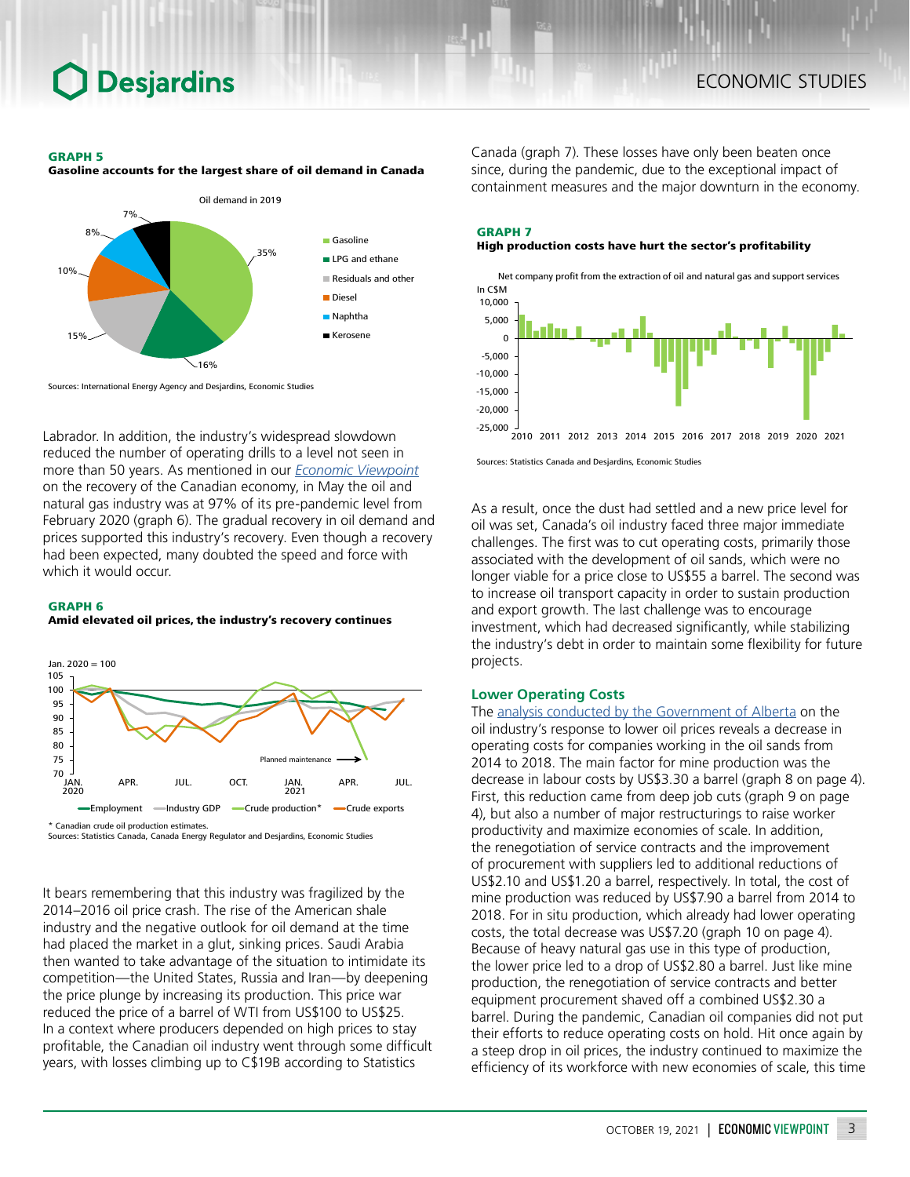**GRAPH 5**
**Gasoline accounts for the largest share of oil demand in Canada**

Oil demand in 2019

| Product | Share |
|---|---|
| Gasoline | 35% |
| LPG and ethane | 16% |
| Residuals and other | 15% |
| Diesel | 10% |
| Naphtha | 8% |
| Kerosene | 7% |

Sources: International Energy Agency and Desjardins, Economic Studies

Labrador. In addition, the industry's widespread slowdown reduced the number of operating drills to a level not seen in more than 50 years. As mentioned in our *Economic Viewpoint* on the recovery of the Canadian economy, in May the oil and natural gas industry was at 97% of its pre-pandemic level from February 2020 (graph 6). The gradual recovery in oil demand and prices supported this industry's recovery. Even though a recovery had been expected, many doubted the speed and force with which it would occur.

**GRAPH 6**
**Amid elevated oil prices, the industry's recovery continues**

Jan. 2020 = 100

Employment — Industry GDP — Crude production* — Crude exports

Planned maintenance

\* Canadian crude oil production estimates.
Sources: Statistics Canada, Canada Energy Regulator and Desjardins, Economic Studies

It bears remembering that this industry was fragilized by the 2014–2016 oil price crash. The rise of the American shale industry and the negative outlook for oil demand at the time had placed the market in a glut, sinking prices. Saudi Arabia then wanted to take advantage of the situation to intimidate its competition—the United States, Russia and Iran—by deepening the price plunge by increasing its production. This price war reduced the price of a barrel of WTI from US$100 to US$25. In a context where producers depended on high prices to stay profitable, the Canadian oil industry went through some difficult years, with losses climbing up to C$19B according to Statistics Canada (graph 7). These losses have only been beaten once since, during the pandemic, due to the exceptional impact of containment measures and the major downturn in the economy.

**GRAPH 7**
**High production costs have hurt the sector's profitability**

Net company profit from the extraction of oil and natural gas and support services
In C$M

Sources: Statistics Canada and Desjardins, Economic Studies

As a result, once the dust had settled and a new price level for oil was set, Canada's oil industry faced three major immediate challenges. The first was to cut operating costs, primarily those associated with the development of oil sands, which were no longer viable for a price close to US$55 a barrel. The second was to increase oil transport capacity in order to sustain production and export growth. The last challenge was to encourage investment, which had decreased significantly, while stabilizing the industry's debt in order to maintain some flexibility for future projects.

## Lower Operating Costs

The analysis conducted by the Government of Alberta on the oil industry's response to lower oil prices reveals a decrease in operating costs for companies working in the oil sands from 2014 to 2018. The main factor for mine production was the decrease in labour costs by US$3.30 a barrel (graph 8 on page 4). First, this reduction came from deep job cuts (graph 9 on page 4), but also a number of major restructurings to raise worker productivity and maximize economies of scale. In addition, the renegotiation of service contracts and the improvement of procurement with suppliers led to additional reductions of US$2.10 and US$1.20 a barrel, respectively. In total, the cost of mine production was reduced by US$7.90 a barrel from 2014 to 2018. For in situ production, which already had lower operating costs, the total decrease was US$7.20 (graph 10 on page 4). Because of heavy natural gas use in this type of production, the lower price led to a drop of US$2.80 a barrel. Just like mine production, the renegotiation of service contracts and better equipment procurement shaved off a combined US$2.30 a barrel. During the pandemic, Canadian oil companies did not put their efforts to reduce operating costs on hold. Hit once again by a steep drop in oil prices, the industry continued to maximize the efficiency of its workforce with new economies of scale, this time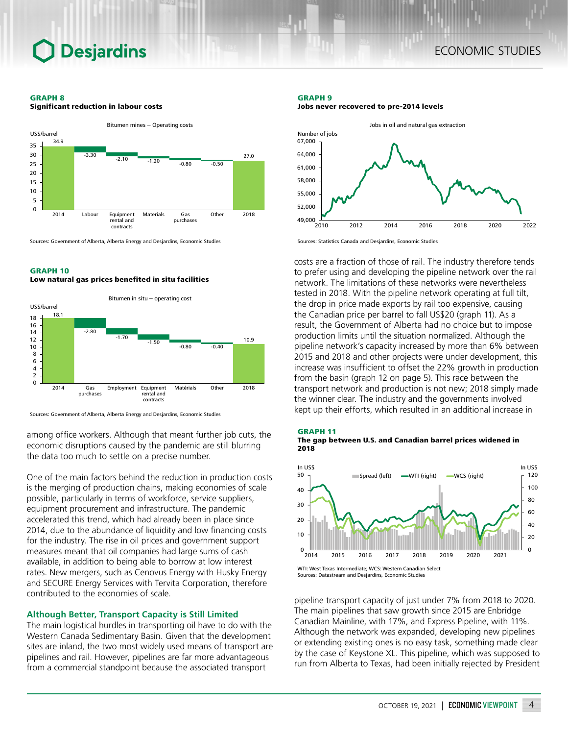**GRAPH 8**
**Significant reduction in labour costs**

Sources: Government of Alberta, Alberta Energy and Desjardins, Economic Studies

**GRAPH 9**
**Jobs never recovered to pre-2014 levels**

Sources: Statistics Canada and Desjardins, Economic Studies

**GRAPH 10**
**Low natural gas prices benefited in situ facilities**

Sources: Government of Alberta, Alberta Energy and Desjardins, Economic Studies

among office workers. Although that meant further job cuts, the economic disruptions caused by the pandemic are still blurring the data too much to settle on a precise number.

One of the main factors behind the reduction in production costs is the merging of production chains, making economies of scale possible, particularly in terms of workforce, service suppliers, equipment procurement and infrastructure. The pandemic accelerated this trend, which had already been in place since 2014, due to the abundance of liquidity and low financing costs for the industry. The rise in oil prices and government support measures meant that oil companies had large sums of cash available, in addition to being able to borrow at low interest rates. New mergers, such as Cenovus Energy with Husky Energy and SECURE Energy Services with Tervita Corporation, therefore contributed to the economies of scale.

## Although Better, Transport Capacity is Still Limited

The main logistical hurdles in transporting oil have to do with the Western Canada Sedimentary Basin. Given that the development sites are inland, the two most widely used means of transport are pipelines and rail. However, pipelines are far more advantageous from a commercial standpoint because the associated transport costs are a fraction of those of rail. The industry therefore tends to prefer using and developing the pipeline network over the rail network. The limitations of these networks were nevertheless tested in 2018. With the pipeline network operating at full tilt, the drop in price made exports by rail too expensive, causing the Canadian price per barrel to fall US$20 (graph 11). As a result, the Government of Alberta had no choice but to impose production limits until the situation normalized. Although the pipeline network's capacity increased by more than 6% between 2015 and 2018 and other projects were under development, this increase was insufficient to offset the 22% growth in production from the basin (graph 12 on page 5). This race between the transport network and production is not new; 2018 simply made the winner clear. The industry and the governments involved kept up their efforts, which resulted in an additional increase in pipeline transport capacity of just under 7% from 2018 to 2020. The main pipelines that saw growth since 2015 are Enbridge Canadian Mainline, with 17%, and Express Pipeline, with 11%. Although the network was expanded, developing new pipelines or extending existing ones is no easy task, something made clear by the case of Keystone XL. This pipeline, which was supposed to run from Alberta to Texas, had been initially rejected by President

**GRAPH 11**
**The gap between U.S. and Canadian barrel prices widened in 2018**

WTI: West Texas Intermediate; WCS: Western Canadian Select
Sources: Datastream and Desjardins, Economic Studies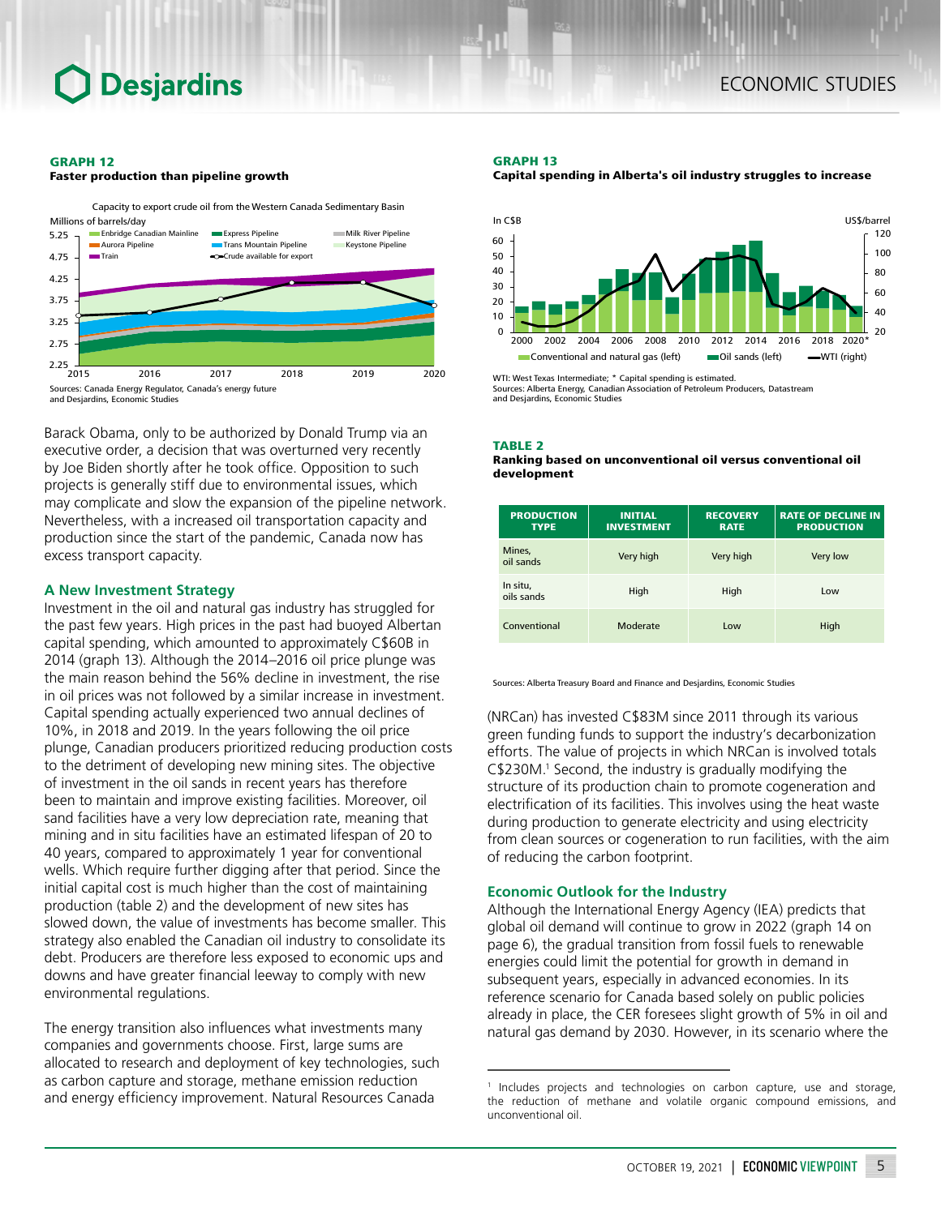**GRAPH 12**
**Faster production than pipeline growth**

Sources: Canada Energy Regulator, Canada's energy future and Desjardins, Economic Studies

Barack Obama, only to be authorized by Donald Trump via an executive order, a decision that was overturned very recently by Joe Biden shortly after he took office. Opposition to such projects is generally stiff due to environmental issues, which may complicate and slow the expansion of the pipeline network. Nevertheless, with a increased oil transportation capacity and production since the start of the pandemic, Canada now has excess transport capacity.

### A New Investment Strategy

Investment in the oil and natural gas industry has struggled for the past few years. High prices in the past had buoyed Albertan capital spending, which amounted to approximately C$60B in 2014 (graph 13). Although the 2014–2016 oil price plunge was the main reason behind the 56% decline in investment, the rise in oil prices was not followed by a similar increase in investment. Capital spending actually experienced two annual declines of 10%, in 2018 and 2019. In the years following the oil price plunge, Canadian producers prioritized reducing production costs to the detriment of developing new mining sites. The objective of investment in the oil sands in recent years has therefore been to maintain and improve existing facilities. Moreover, oil sand facilities have a very low depreciation rate, meaning that mining and in situ facilities have an estimated lifespan of 20 to 40 years, compared to approximately 1 year for conventional wells. Which require further digging after that period. Since the initial capital cost is much higher than the cost of maintaining production (table 2) and the development of new sites has slowed down, the value of investments has become smaller. This strategy also enabled the Canadian oil industry to consolidate its debt. Producers are therefore less exposed to economic ups and downs and have greater financial leeway to comply with new environmental regulations.

The energy transition also influences what investments many companies and governments choose. First, large sums are allocated to research and deployment of key technologies, such as carbon capture and storage, methane emission reduction and energy efficiency improvement. Natural Resources Canada (NRCan) has invested C$83M since 2011 through its various green funding funds to support the industry's decarbonization efforts. The value of projects in which NRCan is involved totals C$230M.[1] Second, the industry is gradually modifying the structure of its production chain to promote cogeneration and electrification of its facilities. This involves using the heat waste during production to generate electricity and using electricity from clean sources or cogeneration to run facilities, with the aim of reducing the carbon footprint.

**GRAPH 13**
**Capital spending in Alberta's oil industry struggles to increase**

WTI: West Texas Intermediate; * Capital spending is estimated.
Sources: Alberta Energy, Canadian Association of Petroleum Producers, Datastream and Desjardins, Economic Studies

**TABLE 2**
**Ranking based on unconventional oil versus conventional oil development**

| PRODUCTION TYPE | INITIAL INVESTMENT | RECOVERY RATE | RATE OF DECLINE IN PRODUCTION |
|---|---|---|---|
| Mines, oil sands | Very high | Very high | Very low |
| In situ, oils sands | High | High | Low |
| Conventional | Moderate | Low | High |

Sources: Alberta Treasury Board and Finance and Desjardins, Economic Studies

### Economic Outlook for the Industry

Although the International Energy Agency (IEA) predicts that global oil demand will continue to grow in 2022 (graph 14 on page 6), the gradual transition from fossil fuels to renewable energies could limit the potential for growth in demand in subsequent years, especially in advanced economies. In its reference scenario for Canada based solely on public policies already in place, the CER foresees slight growth of 5% in oil and natural gas demand by 2030. However, in its scenario where the

[1] Includes projects and technologies on carbon capture, use and storage, the reduction of methane and volatile organic compound emissions, and unconventional oil.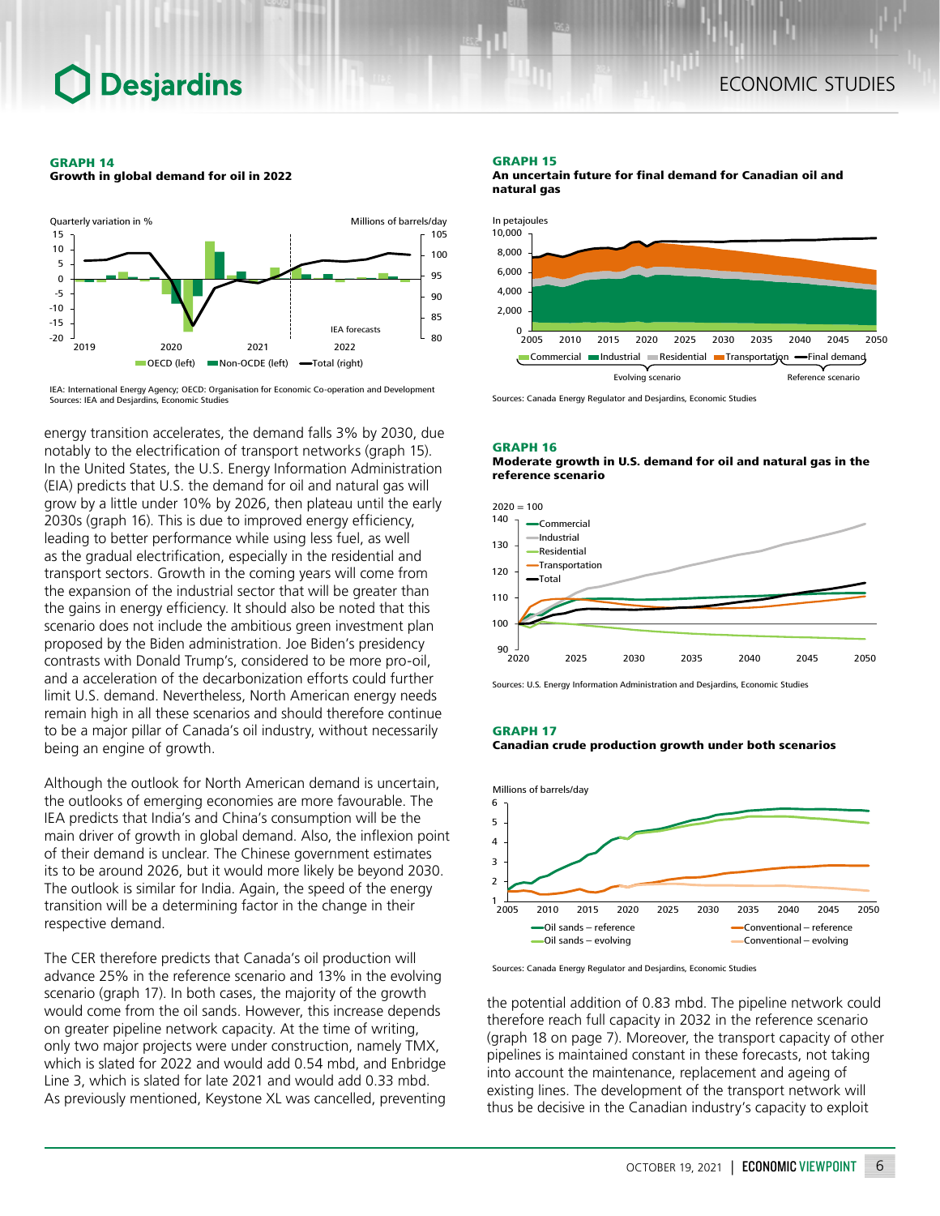**GRAPH 14**
**Growth in global demand for oil in 2022**

IEA: International Energy Agency; OECD: Organisation for Economic Co-operation and Development
Sources: IEA and Desjardins, Economic Studies

energy transition accelerates, the demand falls 3% by 2030, due notably to the electrification of transport networks (graph 15). In the United States, the U.S. Energy Information Administration (EIA) predicts that U.S. the demand for oil and natural gas will grow by a little under 10% by 2026, then plateau until the early 2030s (graph 16). This is due to improved energy efficiency, leading to better performance while using less fuel, as well as the gradual electrification, especially in the residential and transport sectors. Growth in the coming years will come from the expansion of the industrial sector that will be greater than the gains in energy efficiency. It should also be noted that this scenario does not include the ambitious green investment plan proposed by the Biden administration. Joe Biden's presidency contrasts with Donald Trump's, considered to be more pro-oil, and a acceleration of the decarbonization efforts could further limit U.S. demand. Nevertheless, North American energy needs remain high in all these scenarios and should therefore continue to be a major pillar of Canada's oil industry, without necessarily being an engine of growth.

Although the outlook for North American demand is uncertain, the outlooks of emerging economies are more favourable. The IEA predicts that India's and China's consumption will be the main driver of growth in global demand. Also, the inflexion point of their demand is unclear. The Chinese government estimates its to be around 2026, but it would more likely be beyond 2030. The outlook is similar for India. Again, the speed of the energy transition will be a determining factor in the change in their respective demand.

The CER therefore predicts that Canada's oil production will advance 25% in the reference scenario and 13% in the evolving scenario (graph 17). In both cases, the majority of the growth would come from the oil sands. However, this increase depends on greater pipeline network capacity. At the time of writing, only two major projects were under construction, namely TMX, which is slated for 2022 and would add 0.54 mbd, and Enbridge Line 3, which is slated for late 2021 and would add 0.33 mbd. As previously mentioned, Keystone XL was cancelled, preventing

**GRAPH 15**
**An uncertain future for final demand for Canadian oil and natural gas**

Sources: Canada Energy Regulator and Desjardins, Economic Studies

**GRAPH 16**
**Moderate growth in U.S. demand for oil and natural gas in the reference scenario**

Sources: U.S. Energy Information Administration and Desjardins, Economic Studies

**GRAPH 17**
**Canadian crude production growth under both scenarios**

Sources: Canada Energy Regulator and Desjardins, Economic Studies

the potential addition of 0.83 mbd. The pipeline network could therefore reach full capacity in 2032 in the reference scenario (graph 18 on page 7). Moreover, the transport capacity of other pipelines is maintained constant in these forecasts, not taking into account the maintenance, replacement and ageing of existing lines. The development of the transport network will thus be decisive in the Canadian industry's capacity to exploit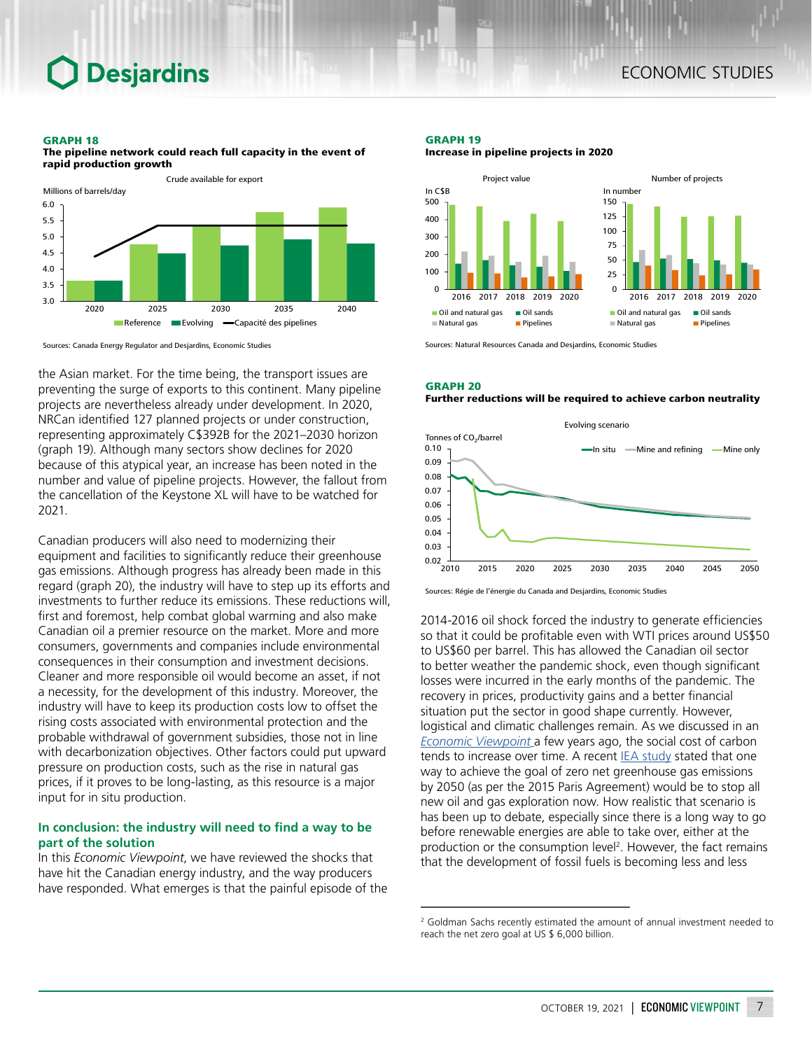**GRAPH 18**
**The pipeline network could reach full capacity in the event of rapid production growth**

Crude available for export

Millions of barrels/day

Reference | Evolving | Capacité des pipelines

Sources: Canada Energy Regulator and Desjardins, Economic Studies

**GRAPH 19**
**Increase in pipeline projects in 2020**

Project value (In C$B) | Number of projects (In number)

Oil and natural gas | Oil sands | Natural gas | Pipelines

Sources: Natural Resources Canada and Desjardins, Economic Studies

**GRAPH 20**
**Further reductions will be required to achieve carbon neutrality**

Evolving scenario

Tonnes of $CO_2$/barrel

In situ | Mine and refining | Mine only

Sources: Régie de l'énergie du Canada and Desjardins, Economic Studies

the Asian market. For the time being, the transport issues are preventing the surge of exports to this continent. Many pipeline projects are nevertheless already under development. In 2020, NRCan identified 127 planned projects or under construction, representing approximately C$392B for the 2021–2030 horizon (graph 19). Although many sectors show declines for 2020 because of this atypical year, an increase has been noted in the number and value of pipeline projects. However, the fallout from the cancellation of the Keystone XL will have to be watched for 2021.

Canadian producers will also need to modernizing their equipment and facilities to significantly reduce their greenhouse gas emissions. Although progress has already been made in this regard (graph 20), the industry will have to step up its efforts and investments to further reduce its emissions. These reductions will, first and foremost, help combat global warming and also make Canadian oil a premier resource on the market. More and more consumers, governments and companies include environmental consequences in their consumption and investment decisions. Cleaner and more responsible oil would become an asset, if not a necessity, for the development of this industry. Moreover, the industry will have to keep its production costs low to offset the rising costs associated with environmental protection and the probable withdrawal of government subsidies, those not in line with decarbonization objectives. Other factors could put upward pressure on production costs, such as the rise in natural gas prices, if it proves to be long-lasting, as this resource is a major input for in situ production.

## In conclusion: the industry will need to find a way to be part of the solution

In this *Economic Viewpoint*, we have reviewed the shocks that have hit the Canadian energy industry, and the way producers have responded. What emerges is that the painful episode of the 2014-2016 oil shock forced the industry to generate efficiencies so that it could be profitable even with WTI prices around US$50 to US$60 per barrel. This has allowed the Canadian oil sector to better weather the pandemic shock, even though significant losses were incurred in the early months of the pandemic. The recovery in prices, productivity gains and a better financial situation put the sector in good shape currently. However, logistical and climatic challenges remain. As we discussed in an *Economic Viewpoint* a few years ago, the social cost of carbon tends to increase over time. A recent IEA study stated that one way to achieve the goal of zero net greenhouse gas emissions by 2050 (as per the 2015 Paris Agreement) would be to stop all new oil and gas exploration now. How realistic that scenario is has been up to debate, especially since there is a long way to go before renewable energies are able to take over, either at the production or the consumption level[2]. However, the fact remains that the development of fossil fuels is becoming less and less

[2] Goldman Sachs recently estimated the amount of annual investment needed to reach the net zero goal at US $ 6,000 billion.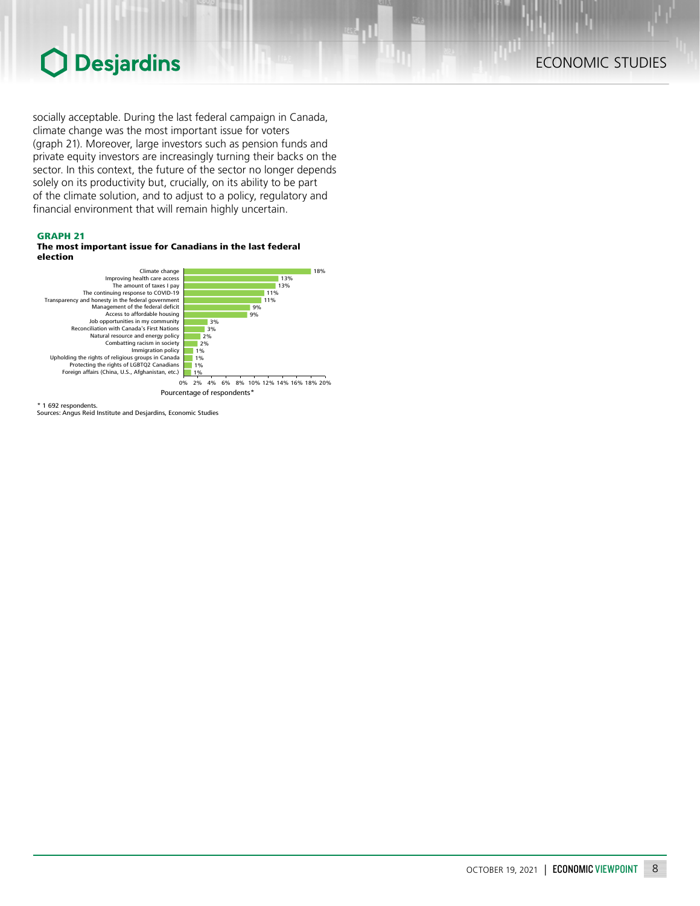socially acceptable. During the last federal campaign in Canada, climate change was the most important issue for voters (graph 21). Moreover, large investors such as pension funds and private equity investors are increasingly turning their backs on the sector. In this context, the future of the sector no longer depends solely on its productivity but, crucially, on its ability to be part of the climate solution, and to adjust to a policy, regulatory and financial environment that will remain highly uncertain.

**GRAPH 21**
**The most important issue for Canadians in the last federal election**

Climate change 18%
Improving health care access 13%
The amount of taxes I pay 13%
The continuing response to COVID-19 11%
Transparency and honesty in the federal government 11%
Management of the federal deficit 9%
Access to affordable housing 9%
Job opportunities in my community 3%
Reconciliation with Canada's First Nations 3%
Natural resource and energy policy 2%
Combatting racism in society 2%
Immigration policy 1%
Upholding the rights of religious groups in Canada 1%
Protecting the rights of LGBTQ2 Canadians 1%
Foreign affairs (China, U.S., Afghanistan, etc.) 1%

0% 2% 4% 6% 8% 10% 12% 14% 16% 18% 20%
Pourcentage of respondents*

* 1 692 respondents.
Sources: Angus Reid Institute and Desjardins, Economic Studies